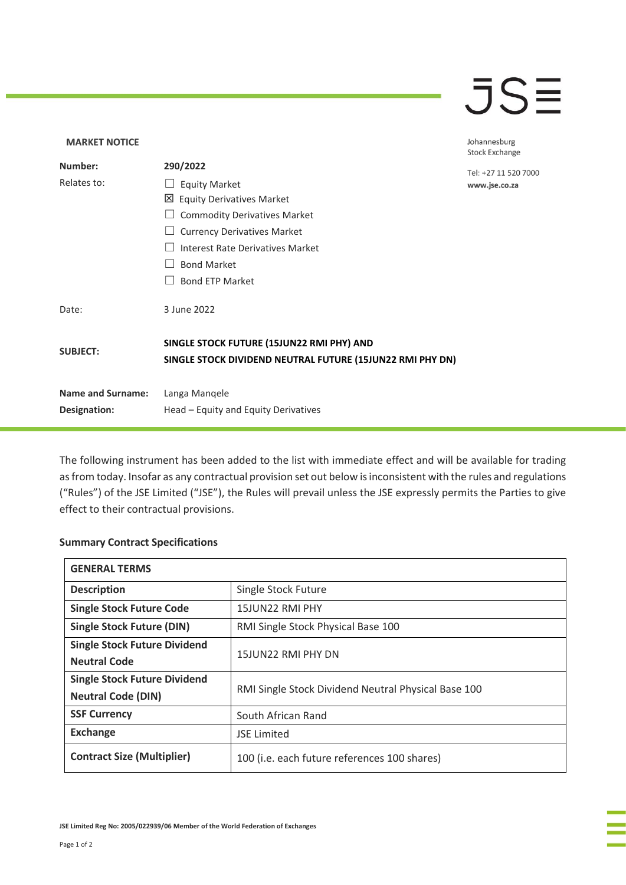JSE

**MARKET NOTICE**

Johannesburg
Stock Exchange

Tel: +27 11 520 7000
www.jse.co.za

| | |
|---|---|
| **Number:** | **290/2022** |
| Relates to: | ☐ Equity Market<br>☒ Equity Derivatives Market<br>☐ Commodity Derivatives Market<br>☐ Currency Derivatives Market<br>☐ Interest Rate Derivatives Market<br>☐ Bond Market<br>☐ Bond ETP Market |
| Date: | 3 June 2022 |
| **SUBJECT:** | **SINGLE STOCK FUTURE (15JUN22 RMI PHY) AND SINGLE STOCK DIVIDEND NEUTRAL FUTURE (15JUN22 RMI PHY DN)** |
| **Name and Surname:** | Langa Manqele |
| **Designation:** | Head – Equity and Equity Derivatives |

The following instrument has been added to the list with immediate effect and will be available for trading as from today. Insofar as any contractual provision set out below is inconsistent with the rules and regulations ("Rules") of the JSE Limited ("JSE"), the Rules will prevail unless the JSE expressly permits the Parties to give effect to their contractual provisions.

**Summary Contract Specifications**

| **GENERAL TERMS** | |
|---|---|
| **Description** | Single Stock Future |
| **Single Stock Future Code** | 15JUN22 RMI PHY |
| **Single Stock Future (DIN)** | RMI Single Stock Physical Base 100 |
| **Single Stock Future Dividend Neutral Code** | 15JUN22 RMI PHY DN |
| **Single Stock Future Dividend Neutral Code (DIN)** | RMI Single Stock Dividend Neutral Physical Base 100 |
| **SSF Currency** | South African Rand |
| **Exchange** | JSE Limited |
| **Contract Size (Multiplier)** | 100 (i.e. each future references 100 shares) |

**JSE Limited Reg No: 2005/022939/06 Member of the World Federation of Exchanges**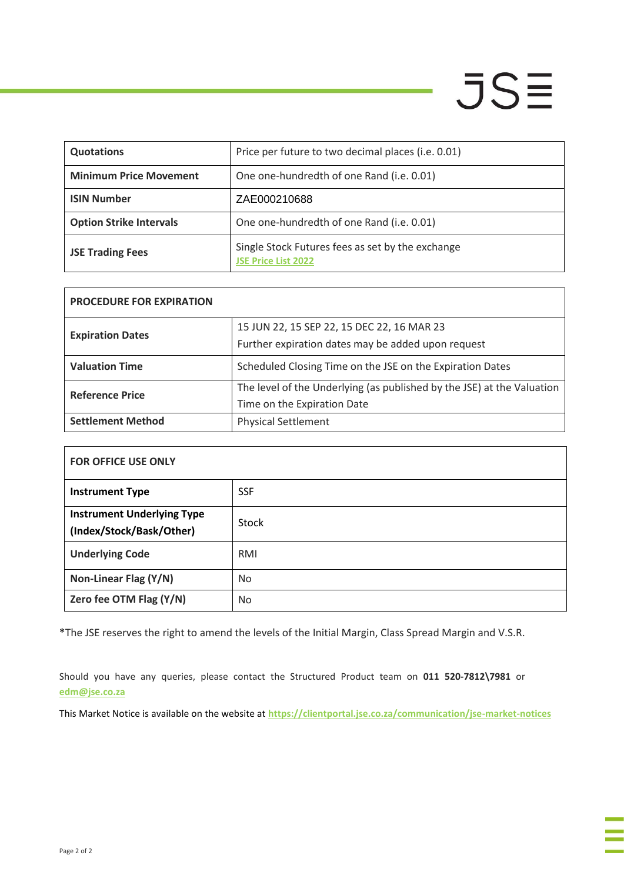| | |
|---|---|
| **Quotations** | Price per future to two decimal places (i.e. 0.01) |
| **Minimum Price Movement** | One one-hundredth of one Rand (i.e. 0.01) |
| **ISIN Number** | ZAE000210688 |
| **Option Strike Intervals** | One one-hundredth of one Rand (i.e. 0.01) |
| **JSE Trading Fees** | Single Stock Futures fees as set by the exchange<br>**JSE Price List 2022** |

| **PROCEDURE FOR EXPIRATION** | |
|---|---|
| **Expiration Dates** | 15 JUN 22, 15 SEP 22, 15 DEC 22, 16 MAR 23<br>Further expiration dates may be added upon request |
| **Valuation Time** | Scheduled Closing Time on the JSE on the Expiration Dates |
| **Reference Price** | The level of the Underlying (as published by the JSE) at the Valuation Time on the Expiration Date |
| **Settlement Method** | Physical Settlement |

| **FOR OFFICE USE ONLY** | |
|---|---|
| **Instrument Type** | SSF |
| **Instrument Underlying Type (Index/Stock/Bask/Other)** | Stock |
| **Underlying Code** | RMI |
| **Non-Linear Flag (Y/N)** | No |
| **Zero fee OTM Flag (Y/N)** | No |

**\***The JSE reserves the right to amend the levels of the Initial Margin, Class Spread Margin and V.S.R.

Should you have any queries, please contact the Structured Product team on **011 520-7812\7981** or **edm@jse.co.za**

This Market Notice is available on the website at **https://clientportal.jse.co.za/communication/jse-market-notices**